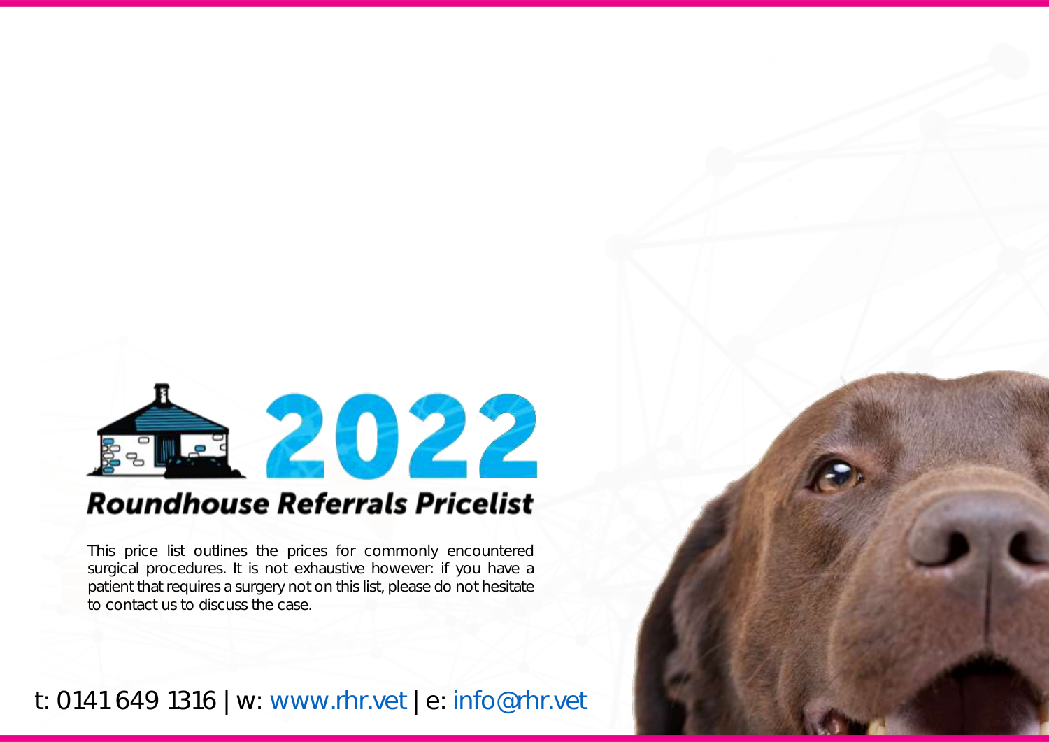# 2022

## Roundhouse Referrals Pricelist

This price list outlines the prices for commonly encountered surgical procedures. It is not exhaustive however: if you have a patient that requires a surgery not on this list, please do not hesitate to contact us to discuss the case.

t: 0141 649 1316 | w: www.rhr.vet | e: info@rhr.vet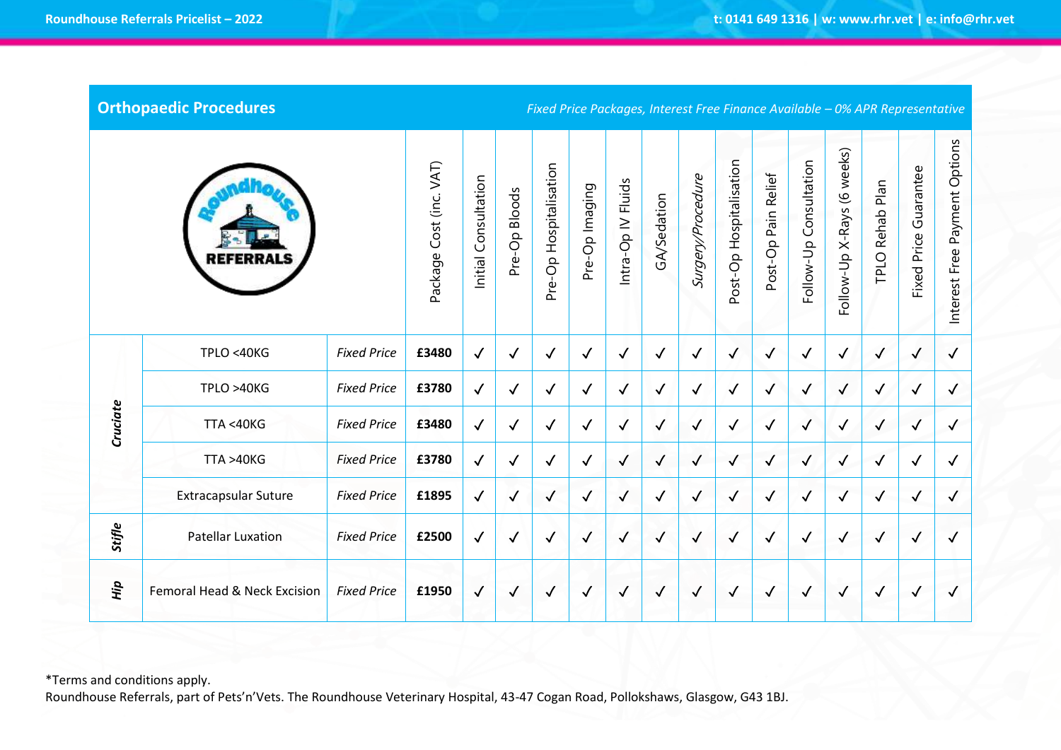## Orthopaedic Procedures

*Fixed Price Packages, Interest Free Finance Available – 0% APR Representative*

| | | | Package Cost (inc. VAT) | Initial Consultation | Pre-Op Bloods | Pre-Op Hospitalisation | Pre-Op Imaging | Intra-Op IV Fluids | GA/Sedation | *Surgery/Procedure* | Post-Op Hospitalisation | Post-Op Pain Relief | Follow-Up Consultation | Follow-Up X-Rays (6 weeks) | TPLO Rehab Plan | Fixed Price Guarantee | Interest Free Payment Options |
|---|---|---|---|---|---|---|---|---|---|---|---|---|---|---|---|---|---|
| ***Cruciate*** | TPLO <40KG | *Fixed Price* | **£3480** | ✓ | ✓ | ✓ | ✓ | ✓ | ✓ | ✓ | ✓ | ✓ | ✓ | ✓ | ✓ | ✓ | ✓ |
| | TPLO >40KG | *Fixed Price* | **£3780** | ✓ | ✓ | ✓ | ✓ | ✓ | ✓ | ✓ | ✓ | ✓ | ✓ | ✓ | ✓ | ✓ | ✓ |
| | TTA <40KG | *Fixed Price* | **£3480** | ✓ | ✓ | ✓ | ✓ | ✓ | ✓ | ✓ | ✓ | ✓ | ✓ | ✓ | ✓ | ✓ | ✓ |
| | TTA >40KG | *Fixed Price* | **£3780** | ✓ | ✓ | ✓ | ✓ | ✓ | ✓ | ✓ | ✓ | ✓ | ✓ | ✓ | ✓ | ✓ | ✓ |
| | Extracapsular Suture | *Fixed Price* | **£1895** | ✓ | ✓ | ✓ | ✓ | ✓ | ✓ | ✓ | ✓ | ✓ | ✓ | ✓ | ✓ | ✓ | ✓ |
| ***Stifle*** | Patellar Luxation | *Fixed Price* | **£2500** | ✓ | ✓ | ✓ | ✓ | ✓ | ✓ | ✓ | ✓ | ✓ | ✓ | ✓ | ✓ | ✓ | ✓ |
| ***Hip*** | Femoral Head & Neck Excision | *Fixed Price* | **£1950** | ✓ | ✓ | ✓ | ✓ | ✓ | ✓ | ✓ | ✓ | ✓ | ✓ | ✓ | ✓ | ✓ | ✓ |

*Terms and conditions apply.
Roundhouse Referrals, part of Pets'n'Vets. The Roundhouse Veterinary Hospital, 43-47 Cogan Road, Pollokshaws, Glasgow, G43 1BJ.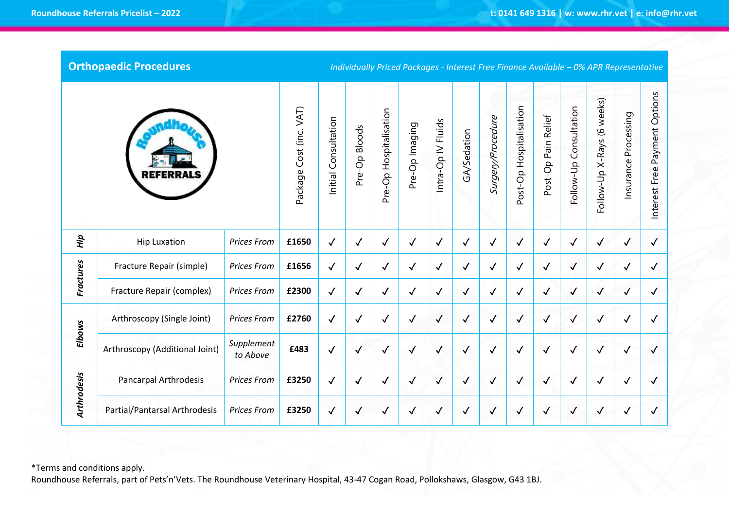## Orthopaedic Procedures

*Individually Priced Packages - Interest Free Finance Available – 0% APR Representative*

| | | | Package Cost (inc. VAT) | Initial Consultation | Pre-Op Bloods | Pre-Op Hospitalisation | Pre-Op Imaging | Intra-Op IV Fluids | GA/Sedation | *Surgery/Procedure* | Post-Op Hospitalisation | Post-Op Pain Relief | Follow-Up Consultation | Follow-Up X-Rays (6 weeks) | Insurance Processing | Interest Free Payment Options |
|---|---|---|---|---|---|---|---|---|---|---|---|---|---|---|---|---|
| ***Hip*** | Hip Luxation | *Prices From* | **£1650** | ✓ | ✓ | ✓ | ✓ | ✓ | ✓ | ✓ | ✓ | ✓ | ✓ | ✓ | ✓ | ✓ |
| ***Fractures*** | Fracture Repair (simple) | *Prices From* | **£1656** | ✓ | ✓ | ✓ | ✓ | ✓ | ✓ | ✓ | ✓ | ✓ | ✓ | ✓ | ✓ | ✓ |
| | Fracture Repair (complex) | *Prices From* | **£2300** | ✓ | ✓ | ✓ | ✓ | ✓ | ✓ | ✓ | ✓ | ✓ | ✓ | ✓ | ✓ | ✓ |
| ***Elbows*** | Arthroscopy (Single Joint) | *Prices From* | **£2760** | ✓ | ✓ | ✓ | ✓ | ✓ | ✓ | ✓ | ✓ | ✓ | ✓ | ✓ | ✓ | ✓ |
| | Arthroscopy (Additional Joint) | *Supplement to Above* | **£483** | ✓ | ✓ | ✓ | ✓ | ✓ | ✓ | ✓ | ✓ | ✓ | ✓ | ✓ | ✓ | ✓ |
| ***Arthrodesis*** | Pancarpal Arthrodesis | *Prices From* | **£3250** | ✓ | ✓ | ✓ | ✓ | ✓ | ✓ | ✓ | ✓ | ✓ | ✓ | ✓ | ✓ | ✓ |
| | Partial/Pantarsal Arthrodesis | *Prices From* | **£3250** | ✓ | ✓ | ✓ | ✓ | ✓ | ✓ | ✓ | ✓ | ✓ | ✓ | ✓ | ✓ | ✓ |

*Terms and conditions apply.
Roundhouse Referrals, part of Pets'n'Vets. The Roundhouse Veterinary Hospital, 43-47 Cogan Road, Pollokshaws, Glasgow, G43 1BJ.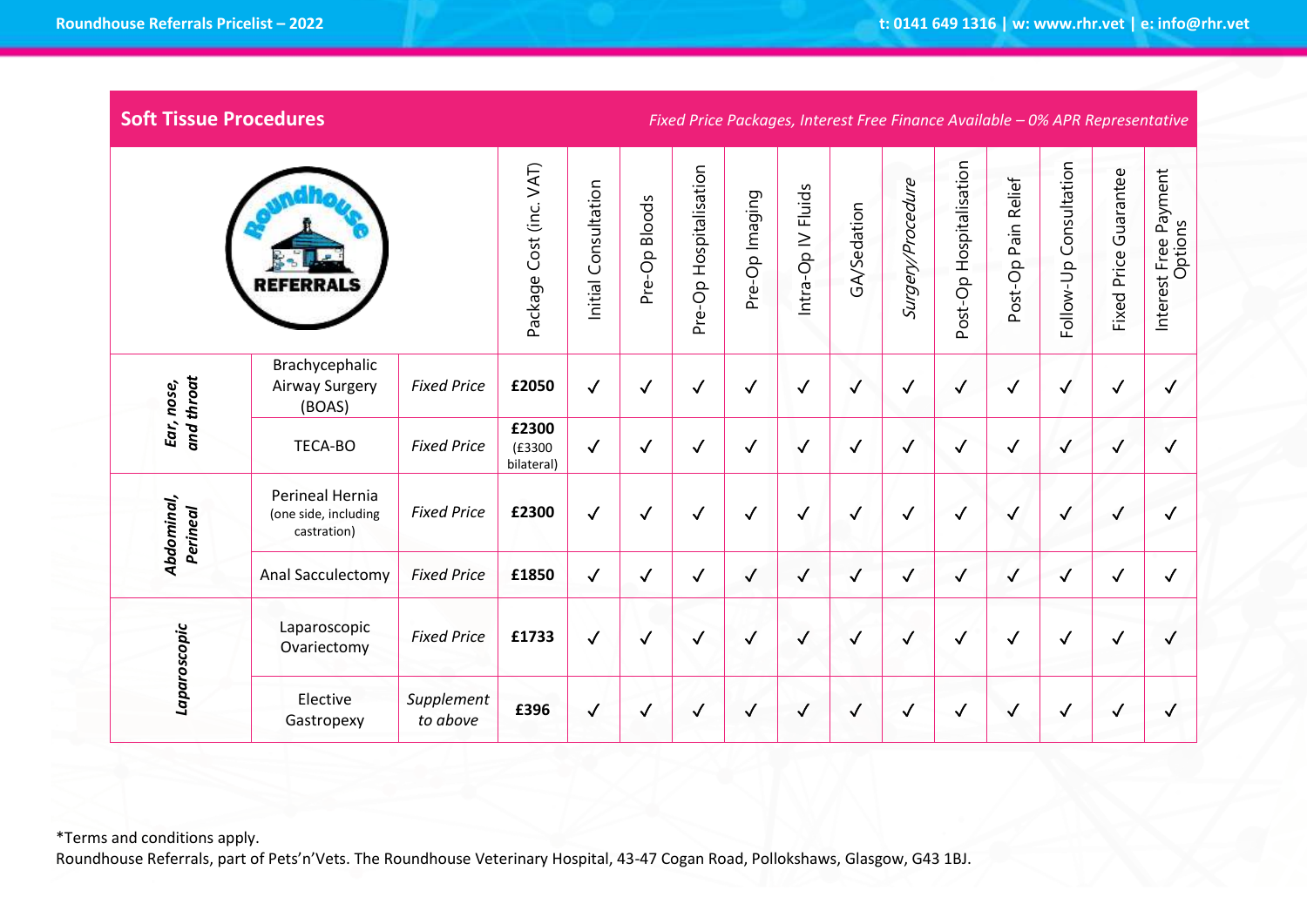## Soft Tissue Procedures

*Fixed Price Packages, Interest Free Finance Available – 0% APR Representative*

| | | | Package Cost (inc. VAT) | Initial Consultation | Pre-Op Bloods | Pre-Op Hospitalisation | Pre-Op Imaging | Intra-Op IV Fluids | GA/Sedation | *Surgery/Procedure* | Post-Op Hospitalisation | Post-Op Pain Relief | Follow-Up Consultation | Fixed Price Guarantee | Interest Free Payment Options |
|---|---|---|---|---|---|---|---|---|---|---|---|---|---|---|---|
| ***Ear, nose, and throat*** | Brachycephalic Airway Surgery (BOAS) | *Fixed Price* | **£2050** | ✓ | ✓ | ✓ | ✓ | ✓ | ✓ | ✓ | ✓ | ✓ | ✓ | ✓ | ✓ |
| | TECA-BO | *Fixed Price* | **£2300** (£3300 bilateral) | ✓ | ✓ | ✓ | ✓ | ✓ | ✓ | ✓ | ✓ | ✓ | ✓ | ✓ | ✓ |
| ***Abdominal, Perineal*** | Perineal Hernia (one side, including castration) | *Fixed Price* | **£2300** | ✓ | ✓ | ✓ | ✓ | ✓ | ✓ | ✓ | ✓ | ✓ | ✓ | ✓ | ✓ |
| | Anal Sacculectomy | *Fixed Price* | **£1850** | ✓ | ✓ | ✓ | ✓ | ✓ | ✓ | ✓ | ✓ | ✓ | ✓ | ✓ | ✓ |
| ***Laparoscopic*** | Laparoscopic Ovariectomy | *Fixed Price* | **£1733** | ✓ | ✓ | ✓ | ✓ | ✓ | ✓ | ✓ | ✓ | ✓ | ✓ | ✓ | ✓ |
| | Elective Gastropexy | *Supplement to above* | **£396** | ✓ | ✓ | ✓ | ✓ | ✓ | ✓ | ✓ | ✓ | ✓ | ✓ | ✓ | ✓ |

*Terms and conditions apply.
Roundhouse Referrals, part of Pets'n'Vets. The Roundhouse Veterinary Hospital, 43-47 Cogan Road, Pollokshaws, Glasgow, G43 1BJ.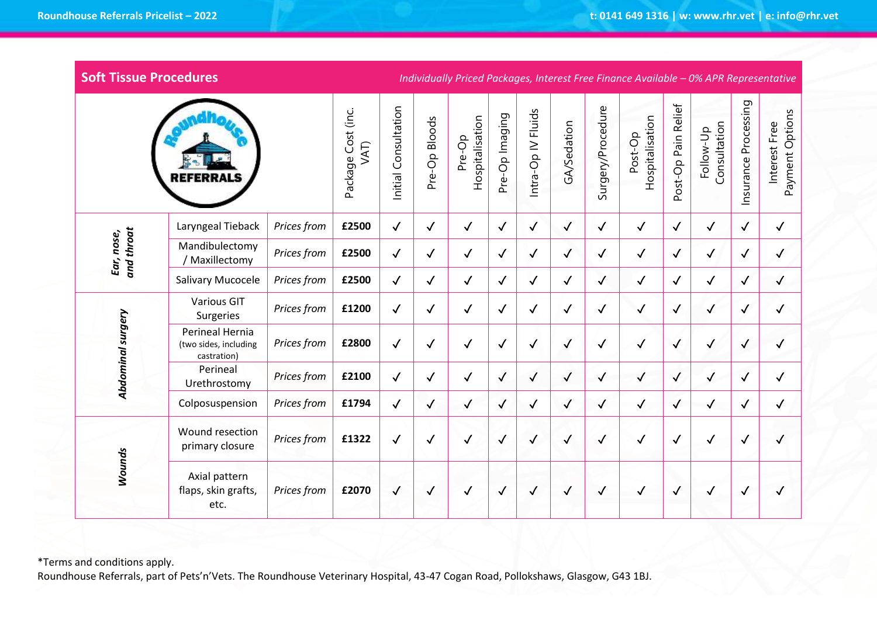## Soft Tissue Procedures

*Individually Priced Packages, Interest Free Finance Available – 0% APR Representative*

| | | | Package Cost (inc. VAT) | Initial Consultation | Pre-Op Bloods | Pre-Op Hospitalisation | Pre-Op Imaging | Intra-Op IV Fluids | GA/Sedation | Surgery/Procedure | Post-Op Hospitalisation | Post-Op Pain Relief | Follow-Up Consultation | Insurance Processing | Interest Free Payment Options |
|---|---|---|---|---|---|---|---|---|---|---|---|---|---|---|---|
| *Ear, nose, and throat* | Laryngeal Tieback | *Prices from* | **£2500** | ✓ | ✓ | ✓ | ✓ | ✓ | ✓ | ✓ | ✓ | ✓ | ✓ | ✓ | ✓ |
| | Mandibulectomy / Maxillectomy | *Prices from* | **£2500** | ✓ | ✓ | ✓ | ✓ | ✓ | ✓ | ✓ | ✓ | ✓ | ✓ | ✓ | ✓ |
| | Salivary Mucocele | *Prices from* | **£2500** | ✓ | ✓ | ✓ | ✓ | ✓ | ✓ | ✓ | ✓ | ✓ | ✓ | ✓ | ✓ |
| *Abdominal surgery* | Various GIT Surgeries | *Prices from* | **£1200** | ✓ | ✓ | ✓ | ✓ | ✓ | ✓ | ✓ | ✓ | ✓ | ✓ | ✓ | ✓ |
| | Perineal Hernia (two sides, including castration) | *Prices from* | **£2800** | ✓ | ✓ | ✓ | ✓ | ✓ | ✓ | ✓ | ✓ | ✓ | ✓ | ✓ | ✓ |
| | Perineal Urethrostomy | *Prices from* | **£2100** | ✓ | ✓ | ✓ | ✓ | ✓ | ✓ | ✓ | ✓ | ✓ | ✓ | ✓ | ✓ |
| | Colposuspension | *Prices from* | **£1794** | ✓ | ✓ | ✓ | ✓ | ✓ | ✓ | ✓ | ✓ | ✓ | ✓ | ✓ | ✓ |
| *Wounds* | Wound resection primary closure | *Prices from* | **£1322** | ✓ | ✓ | ✓ | ✓ | ✓ | ✓ | ✓ | ✓ | ✓ | ✓ | ✓ | ✓ |
| | Axial pattern flaps, skin grafts, etc. | *Prices from* | **£2070** | ✓ | ✓ | ✓ | ✓ | ✓ | ✓ | ✓ | ✓ | ✓ | ✓ | ✓ | ✓ |

*Terms and conditions apply.
Roundhouse Referrals, part of Pets'n'Vets. The Roundhouse Veterinary Hospital, 43-47 Cogan Road, Pollokshaws, Glasgow, G43 1BJ.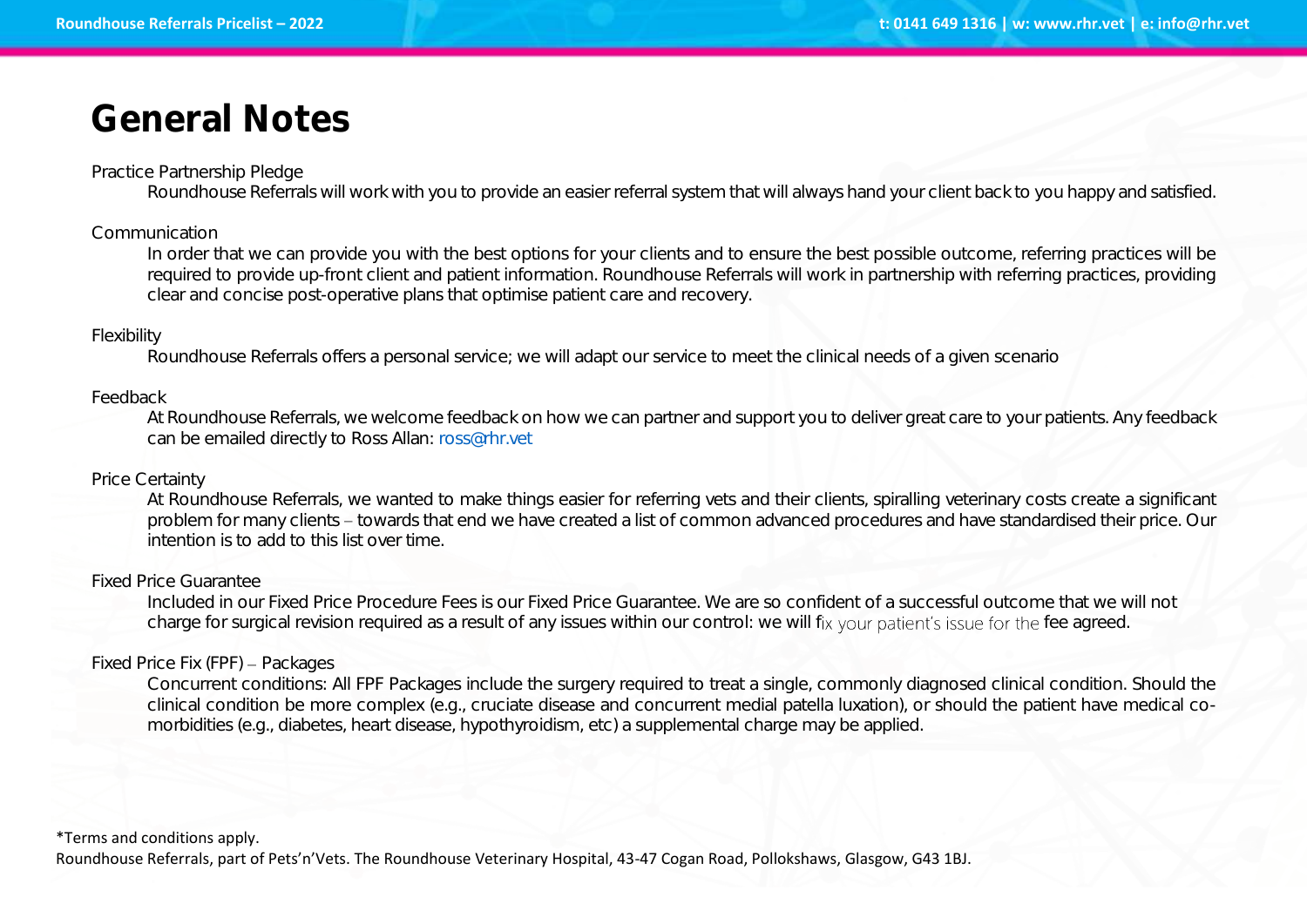# General Notes

Practice Partnership Pledge

Roundhouse Referrals will work with you to provide an easier referral system that will always hand your client back to you happy and satisfied.

Communication

In order that we can provide you with the best options for your clients and to ensure the best possible outcome, referring practices will be required to provide up-front client and patient information. Roundhouse Referrals will work in partnership with referring practices, providing clear and concise post-operative plans that optimise patient care and recovery.

Flexibility

Roundhouse Referrals offers a personal service; we will adapt our service to meet the clinical needs of a given scenario

Feedback

At Roundhouse Referrals, we welcome feedback on how we can partner and support you to deliver great care to your patients. Any feedback can be emailed directly to Ross Allan: ross@rhr.vet

Price Certainty

At Roundhouse Referrals, we wanted to make things easier for referring vets and their clients, spiralling veterinary costs create a significant problem for many clients – towards that end we have created a list of common advanced procedures and have standardised their price. Our intention is to add to this list over time.

Fixed Price Guarantee

Included in our Fixed Price Procedure Fees is our Fixed Price Guarantee. We are so confident of a successful outcome that we will not charge for surgical revision required as a result of any issues within our control: we will fix your patient's issue for the fee agreed.

Fixed Price Fix (FPF) – Packages

Concurrent conditions: All FPF Packages include the surgery required to treat a single, commonly diagnosed clinical condition. Should the clinical condition be more complex (e.g., cruciate disease and concurrent medial patella luxation), or should the patient have medical co-morbidities (e.g., diabetes, heart disease, hypothyroidism, etc) a supplemental charge may be applied.

*Terms and conditions apply.

Roundhouse Referrals, part of Pets'n'Vets. The Roundhouse Veterinary Hospital, 43-47 Cogan Road, Pollokshaws, Glasgow, G43 1BJ.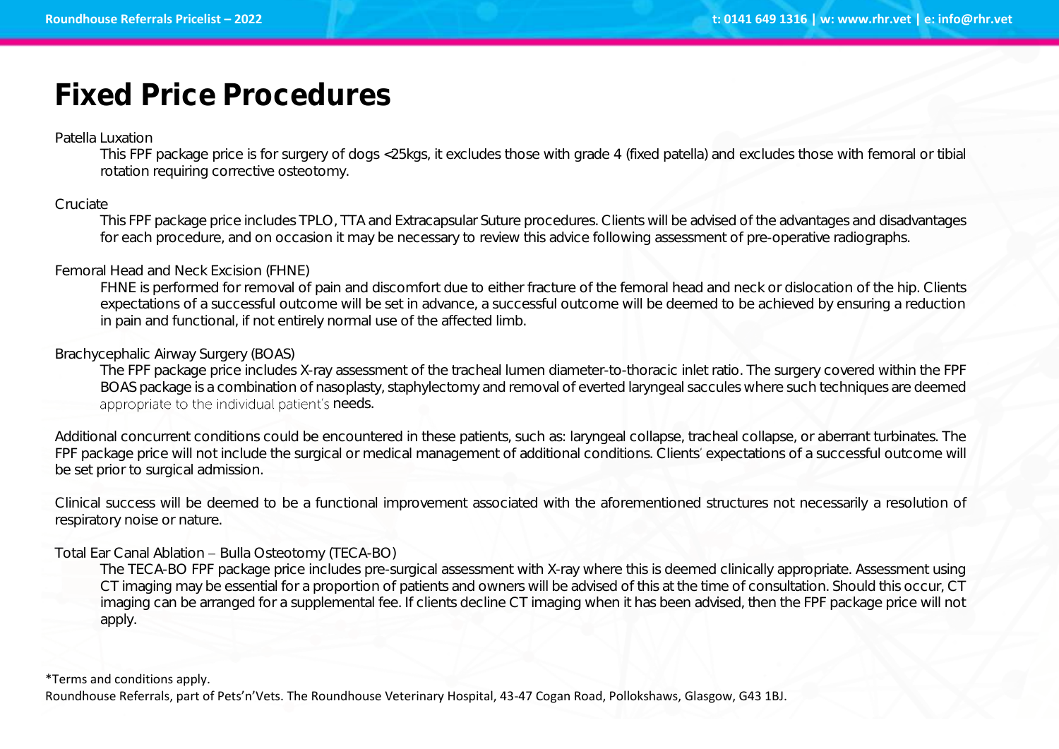# Fixed Price Procedures

Patella Luxation

This FPF package price is for surgery of dogs <25kgs, it excludes those with grade 4 (fixed patella) and excludes those with femoral or tibial rotation requiring corrective osteotomy.

Cruciate

This FPF package price includes TPLO, TTA and Extracapsular Suture procedures. Clients will be advised of the advantages and disadvantages for each procedure, and on occasion it may be necessary to review this advice following assessment of pre-operative radiographs.

Femoral Head and Neck Excision (FHNE)

FHNE is performed for removal of pain and discomfort due to either fracture of the femoral head and neck or dislocation of the hip. Clients expectations of a successful outcome will be set in advance, a successful outcome will be deemed to be achieved by ensuring a reduction in pain and functional, if not entirely normal use of the affected limb.

Brachycephalic Airway Surgery (BOAS)

The FPF package price includes X-ray assessment of the tracheal lumen diameter-to-thoracic inlet ratio. The surgery covered within the FPF BOAS package is a combination of nasoplasty, staphylectomy and removal of everted laryngeal saccules where such techniques are deemed appropriate to the individual patient's needs.

Additional concurrent conditions could be encountered in these patients, such as: laryngeal collapse, tracheal collapse, or aberrant turbinates. The FPF package price will not include the surgical or medical management of additional conditions. Clients' expectations of a successful outcome will be set prior to surgical admission.

Clinical success will be deemed to be a functional improvement associated with the aforementioned structures not necessarily a resolution of respiratory noise or nature.

Total Ear Canal Ablation – Bulla Osteotomy (TECA-BO)

The TECA-BO FPF package price includes pre-surgical assessment with X-ray where this is deemed clinically appropriate. Assessment using CT imaging may be essential for a proportion of patients and owners will be advised of this at the time of consultation. Should this occur, CT imaging can be arranged for a supplemental fee. If clients decline CT imaging when it has been advised, then the FPF package price will not apply.

*Terms and conditions apply.

Roundhouse Referrals, part of Pets'n'Vets. The Roundhouse Veterinary Hospital, 43-47 Cogan Road, Pollokshaws, Glasgow, G43 1BJ.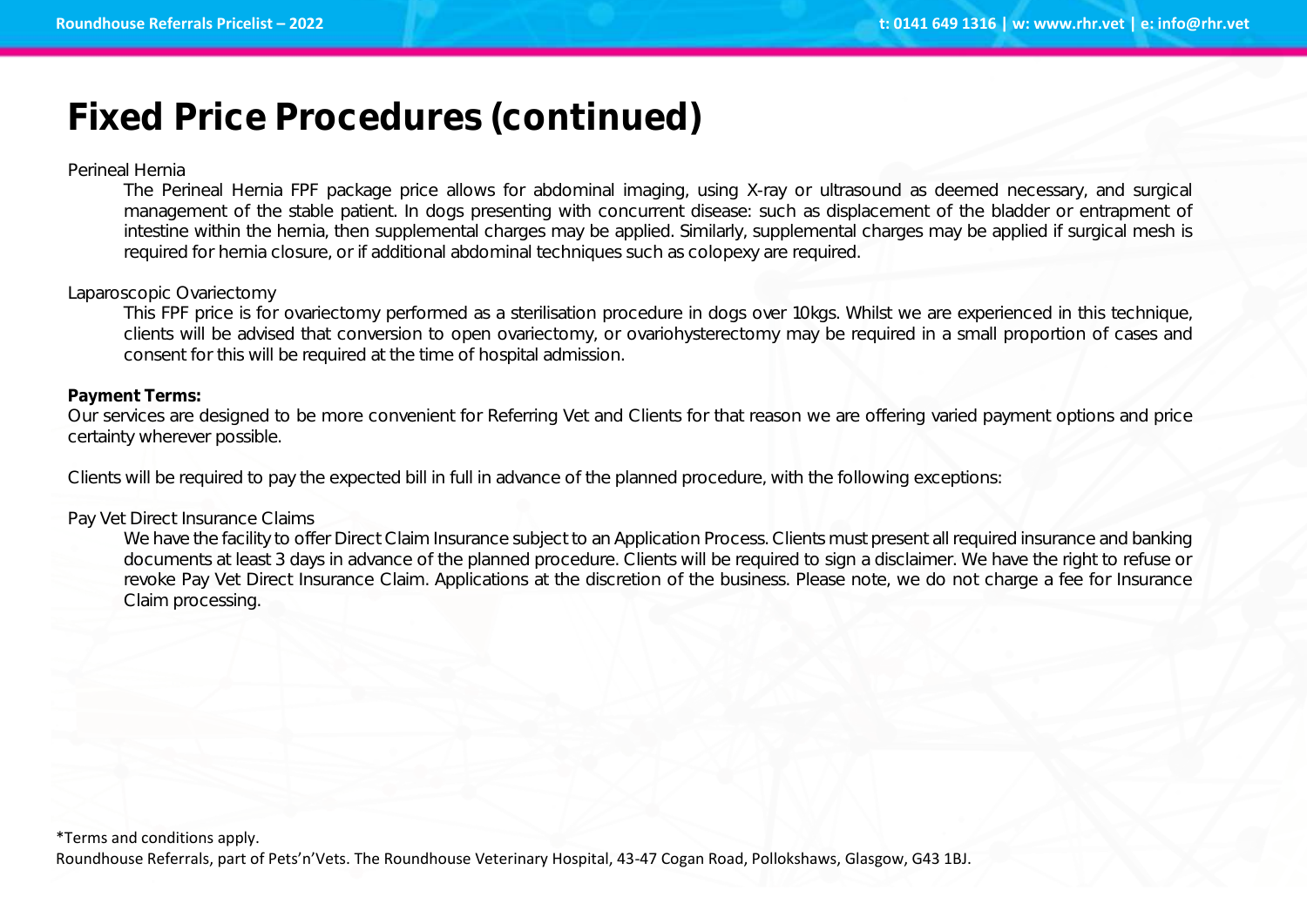# Fixed Price Procedures (continued)

Perineal Hernia

The Perineal Hernia FPF package price allows for abdominal imaging, using X-ray or ultrasound as deemed necessary, and surgical management of the stable patient. In dogs presenting with concurrent disease: such as displacement of the bladder or entrapment of intestine within the hernia, then supplemental charges may be applied. Similarly, supplemental charges may be applied if surgical mesh is required for hernia closure, or if additional abdominal techniques such as colopexy are required.

Laparoscopic Ovariectomy

This FPF price is for ovariectomy performed as a sterilisation procedure in dogs over 10kgs. Whilst we are experienced in this technique, clients will be advised that conversion to open ovariectomy, or ovariohysterectomy may be required in a small proportion of cases and consent for this will be required at the time of hospital admission.

**Payment Terms:**

Our services are designed to be more convenient for Referring Vet and Clients for that reason we are offering varied payment options and price certainty wherever possible.

Clients will be required to pay the expected bill in full in advance of the planned procedure, with the following exceptions:

Pay Vet Direct Insurance Claims

We have the facility to offer Direct Claim Insurance subject to an Application Process. Clients must present all required insurance and banking documents at least 3 days in advance of the planned procedure. Clients will be required to sign a disclaimer. We have the right to refuse or revoke Pay Vet Direct Insurance Claim. Applications at the discretion of the business. Please note, we do not charge a fee for Insurance Claim processing.

*Terms and conditions apply.

Roundhouse Referrals, part of Pets'n'Vets. The Roundhouse Veterinary Hospital, 43-47 Cogan Road, Pollokshaws, Glasgow, G43 1BJ.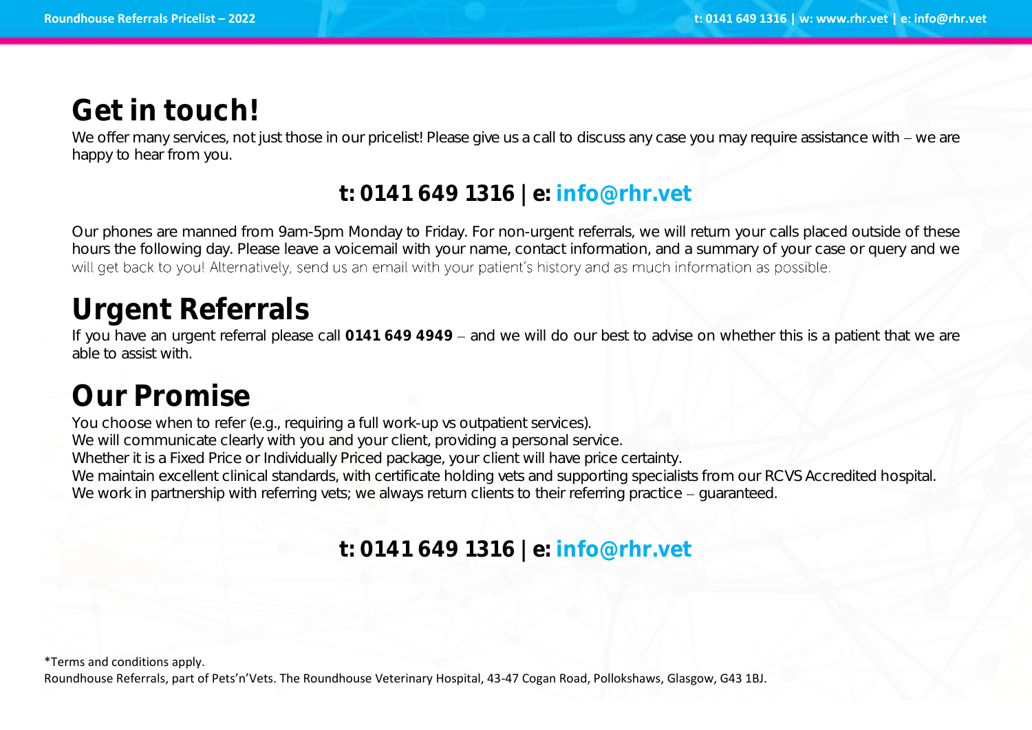## Get in touch!

We offer many services, not just those in our pricelist! Please give us a call to discuss any case you may require assistance with – we are happy to hear from you.

**t: 0141 649 1316 | e: info@rhr.vet**

Our phones are manned from 9am-5pm Monday to Friday. For non-urgent referrals, we will return your calls placed outside of these hours the following day. Please leave a voicemail with your name, contact information, and a summary of your case or query and we will get back to you! Alternatively, send us an email with your patient's history and as much information as possible.

## Urgent Referrals

If you have an urgent referral please call **0141 649 4949** – and we will do our best to advise on whether this is a patient that we are able to assist with.

## Our Promise

You choose when to refer (e.g., requiring a full work-up vs outpatient services).
We will communicate clearly with you and your client, providing a personal service.
Whether it is a Fixed Price or Individually Priced package, your client will have price certainty.
We maintain excellent clinical standards, with certificate holding vets and supporting specialists from our RCVS Accredited hospital.
We work in partnership with referring vets; we always return clients to their referring practice – guaranteed.

**t: 0141 649 1316 | e: info@rhr.vet**

*Terms and conditions apply.
Roundhouse Referrals, part of Pets'n'Vets. The Roundhouse Veterinary Hospital, 43-47 Cogan Road, Pollokshaws, Glasgow, G43 1BJ.